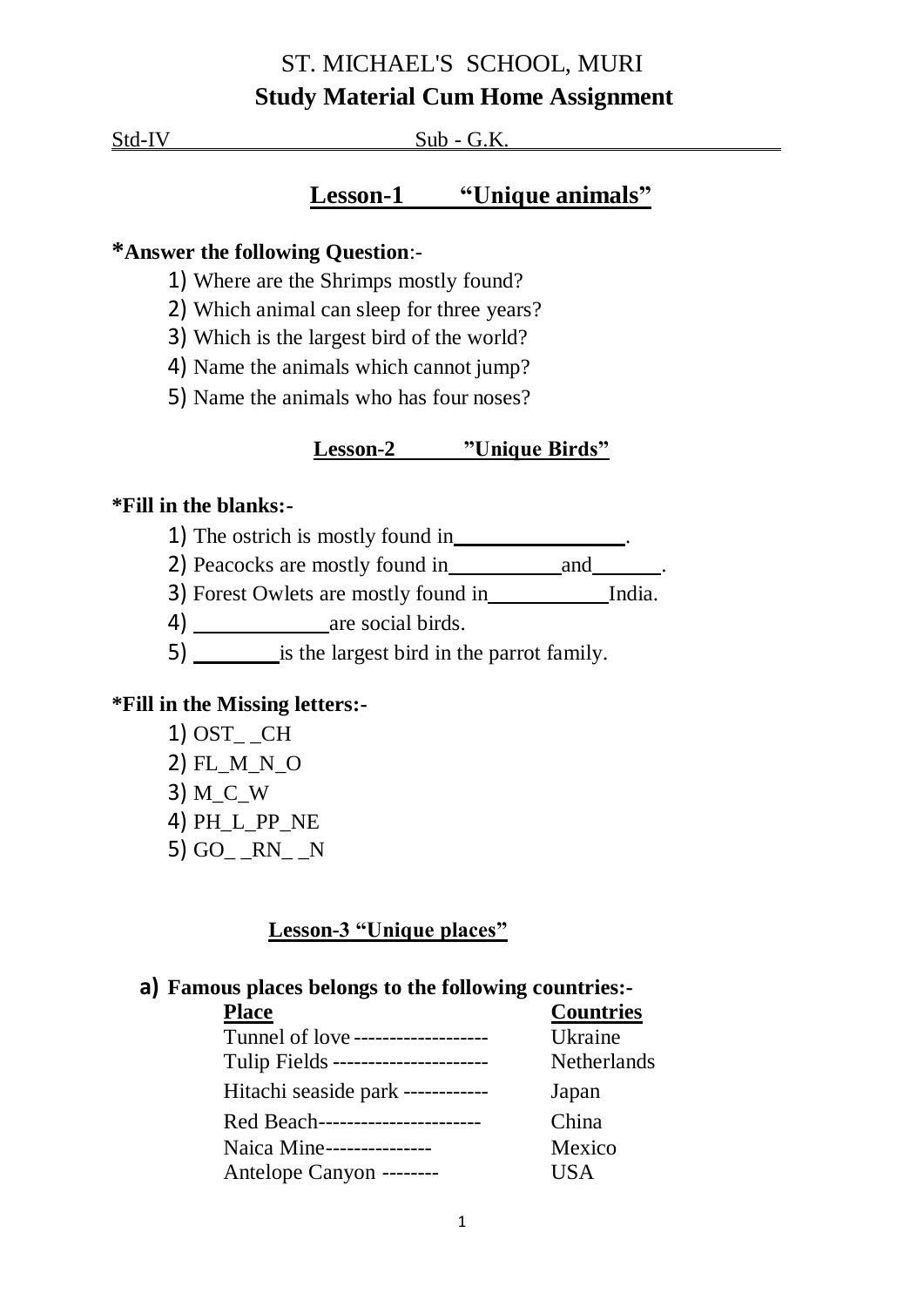# ST. MICHAEL'S SCHOOL, MURI

## Study Material Cum Home Assignment

Std-IV Sub - G.K.

## Lesson-1 "Unique animals"

***Answer the following Question**:-

1) Where are the Shrimps mostly found?
2) Which animal can sleep for three years?
3) Which is the largest bird of the world?
4) Name the animals which cannot jump?
5) Name the animals who has four noses?

### Lesson-2 "Unique Birds"

***Fill in the blanks:-**

1) The ostrich is mostly found in________________.
2) Peacocks are mostly found in__________ and______.
3) Forest Owlets are mostly found in__________ India.
4) ____________ are social birds.
5) ________ is the largest bird in the parrot family.

***Fill in the Missing letters:-**

1) OST_ _CH
2) FL_M_N_O
3) M_C_W
4) PH_L_PP_NE
5) GO_ _RN_ _N

### Lesson-3 "Unique places"

**a) Famous places belongs to the following countries:-**

| Place | Countries |
|---|---|
| Tunnel of love ------------------- | Ukraine |
| Tulip Fields ---------------------- | Netherlands |
| Hitachi seaside park ------------ | Japan |
| Red Beach----------------------- | China |
| Naica Mine--------------- | Mexico |
| Antelope Canyon -------- | USA |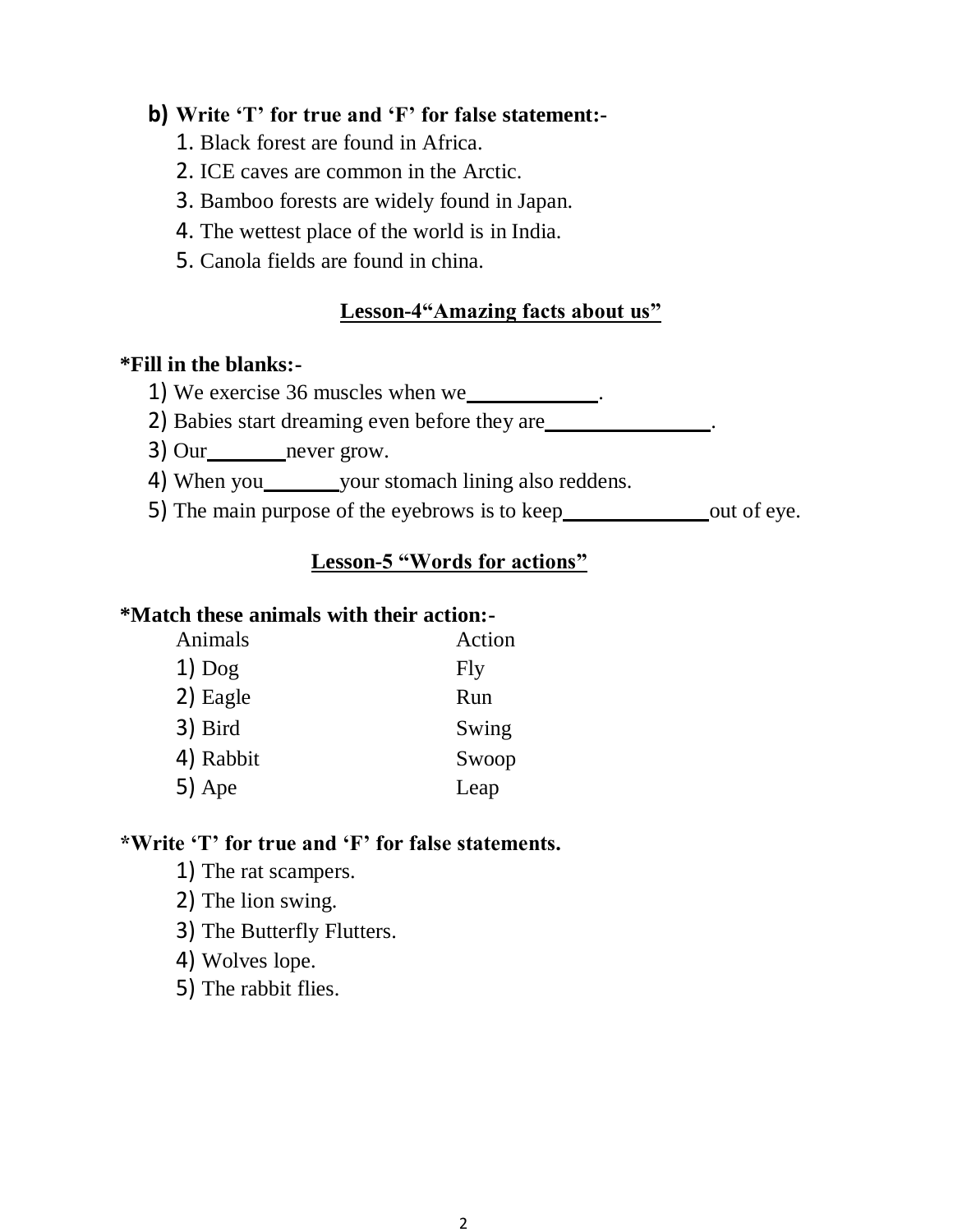**b) Write 'T' for true and 'F' for false statement:-**

1. Black forest are found in Africa.
2. ICE caves are common in the Arctic.
3. Bamboo forests are widely found in Japan.
4. The wettest place of the world is in India.
5. Canola fields are found in china.

## Lesson-4"Amazing facts about us"

**\*Fill in the blanks:-**

1) We exercise 36 muscles when we____________.
2) Babies start dreaming even before they are_______________.
3) Our_______never grow.
4) When you_______your stomach lining also reddens.
5) The main purpose of the eyebrows is to keep_____________out of eye.

## Lesson-5 "Words for actions"

**\*Match these animals with their action:-**

| Animals | Action |
| --- | --- |
| 1) Dog | Fly |
| 2) Eagle | Run |
| 3) Bird | Swing |
| 4) Rabbit | Swoop |
| 5) Ape | Leap |

**\*Write 'T' for true and 'F' for false statements.**

1) The rat scampers.
2) The lion swing.
3) The Butterfly Flutters.
4) Wolves lope.
5) The rabbit flies.